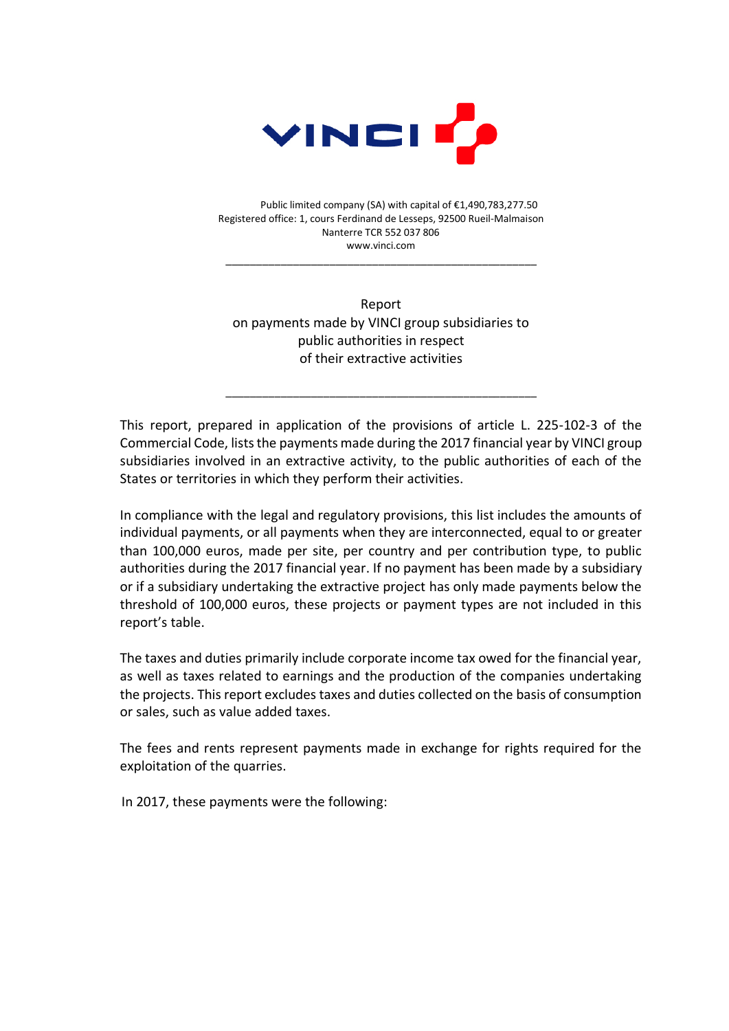Public limited company (SA) with capital of €1,490,783,277.50
Registered office: 1, cours Ferdinand de Lesseps, 92500 Rueil-Malmaison
Nanterre TCR 552 037 806
www.vinci.com

---

# Report on payments made by VINCI group subsidiaries to public authorities in respect of their extractive activities

---

This report, prepared in application of the provisions of article L. 225-102-3 of the Commercial Code, lists the payments made during the 2017 financial year by VINCI group subsidiaries involved in an extractive activity, to the public authorities of each of the States or territories in which they perform their activities.

In compliance with the legal and regulatory provisions, this list includes the amounts of individual payments, or all payments when they are interconnected, equal to or greater than 100,000 euros, made per site, per country and per contribution type, to public authorities during the 2017 financial year. If no payment has been made by a subsidiary or if a subsidiary undertaking the extractive project has only made payments below the threshold of 100,000 euros, these projects or payment types are not included in this report's table.

The taxes and duties primarily include corporate income tax owed for the financial year, as well as taxes related to earnings and the production of the companies undertaking the projects. This report excludes taxes and duties collected on the basis of consumption or sales, such as value added taxes.

The fees and rents represent payments made in exchange for rights required for the exploitation of the quarries.

In 2017, these payments were the following: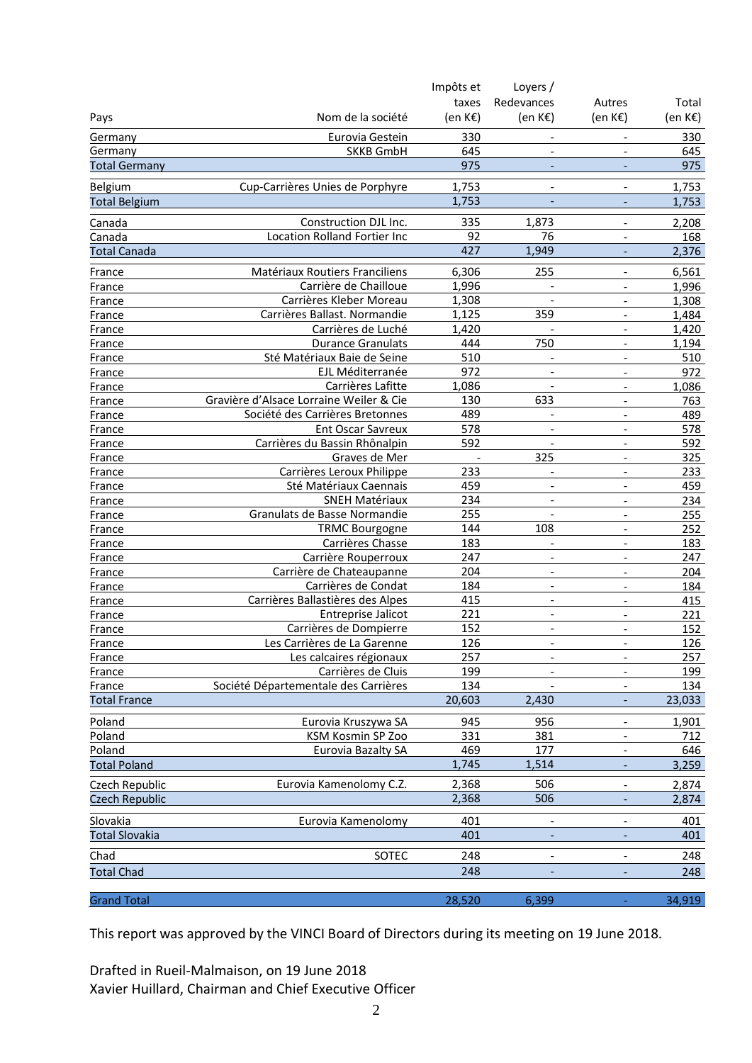| Pays | Nom de la société | Impôts et taxes (en K€) | Loyers / Redevances (en K€) | Autres (en K€) | Total (en K€) |
|---|---|---|---|---|---|
| Germany | Eurovia Gestein | 330 | - | - | 330 |
| Germany | SKKB GmbH | 645 | - | - | 645 |
| Total Germany | | 975 | - | - | 975 |
| Belgium | Cup-Carrières Unies de Porphyre | 1,753 | - | - | 1,753 |
| Total Belgium | | 1,753 | - | - | 1,753 |
| Canada | Construction DJL Inc. | 335 | 1,873 | - | 2,208 |
| Canada | Location Rolland Fortier Inc | 92 | 76 | - | 168 |
| Total Canada | | 427 | 1,949 | - | 2,376 |
| France | Matériaux Routiers Franciliens | 6,306 | 255 | - | 6,561 |
| France | Carrière de Chailloue | 1,996 | - | - | 1,996 |
| France | Carrières Kleber Moreau | 1,308 | - | - | 1,308 |
| France | Carrières Ballast. Normandie | 1,125 | 359 | - | 1,484 |
| France | Carrières de Luché | 1,420 | - | - | 1,420 |
| France | Durance Granulats | 444 | 750 | - | 1,194 |
| France | Sté Matériaux Baie de Seine | 510 | - | - | 510 |
| France | EJL Méditerranée | 972 | - | - | 972 |
| France | Carrières Lafitte | 1,086 | - | - | 1,086 |
| France | Gravière d'Alsace Lorraine Weiler & Cie | 130 | 633 | - | 763 |
| France | Société des Carrières Bretonnes | 489 | - | - | 489 |
| France | Ent Oscar Savreux | 578 | - | - | 578 |
| France | Carrières du Bassin Rhônalpin | 592 | - | - | 592 |
| France | Graves de Mer | - | 325 | - | 325 |
| France | Carrières Leroux Philippe | 233 | - | - | 233 |
| France | Sté Matériaux Caennais | 459 | - | - | 459 |
| France | SNEH Matériaux | 234 | - | - | 234 |
| France | Granulats de Basse Normandie | 255 | - | - | 255 |
| France | TRMC Bourgogne | 144 | 108 | - | 252 |
| France | Carrières Chasse | 183 | - | - | 183 |
| France | Carrière Rouperroux | 247 | - | - | 247 |
| France | Carrière de Chateaupanne | 204 | - | - | 204 |
| France | Carrières de Condat | 184 | - | - | 184 |
| France | Carrières Ballastières des Alpes | 415 | - | - | 415 |
| France | Entreprise Jalicot | 221 | - | - | 221 |
| France | Carrières de Dompierre | 152 | - | - | 152 |
| France | Les Carrières de La Garenne | 126 | - | - | 126 |
| France | Les calcaires régionaux | 257 | - | - | 257 |
| France | Carrières de Cluis | 199 | - | - | 199 |
| France | Société Départementale des Carrières | 134 | - | - | 134 |
| Total France | | 20,603 | 2,430 | - | 23,033 |
| Poland | Eurovia Kruszywa SA | 945 | 956 | - | 1,901 |
| Poland | KSM Kosmin SP Zoo | 331 | 381 | - | 712 |
| Poland | Eurovia Bazalty SA | 469 | 177 | - | 646 |
| Total Poland | | 1,745 | 1,514 | - | 3,259 |
| Czech Republic | Eurovia Kamenolomy C.Z. | 2,368 | 506 | - | 2,874 |
| Czech Republic | | 2,368 | 506 | - | 2,874 |
| Slovakia | Eurovia Kamenolomy | 401 | - | - | 401 |
| Total Slovakia | | 401 | - | - | 401 |
| Chad | SOTEC | 248 | - | - | 248 |
| Total Chad | | 248 | - | - | 248 |
| Grand Total | | 28,520 | 6,399 | - | 34,919 |

This report was approved by the VINCI Board of Directors during its meeting on 19 June 2018.

Drafted in Rueil-Malmaison, on 19 June 2018
Xavier Huillard, Chairman and Chief Executive Officer